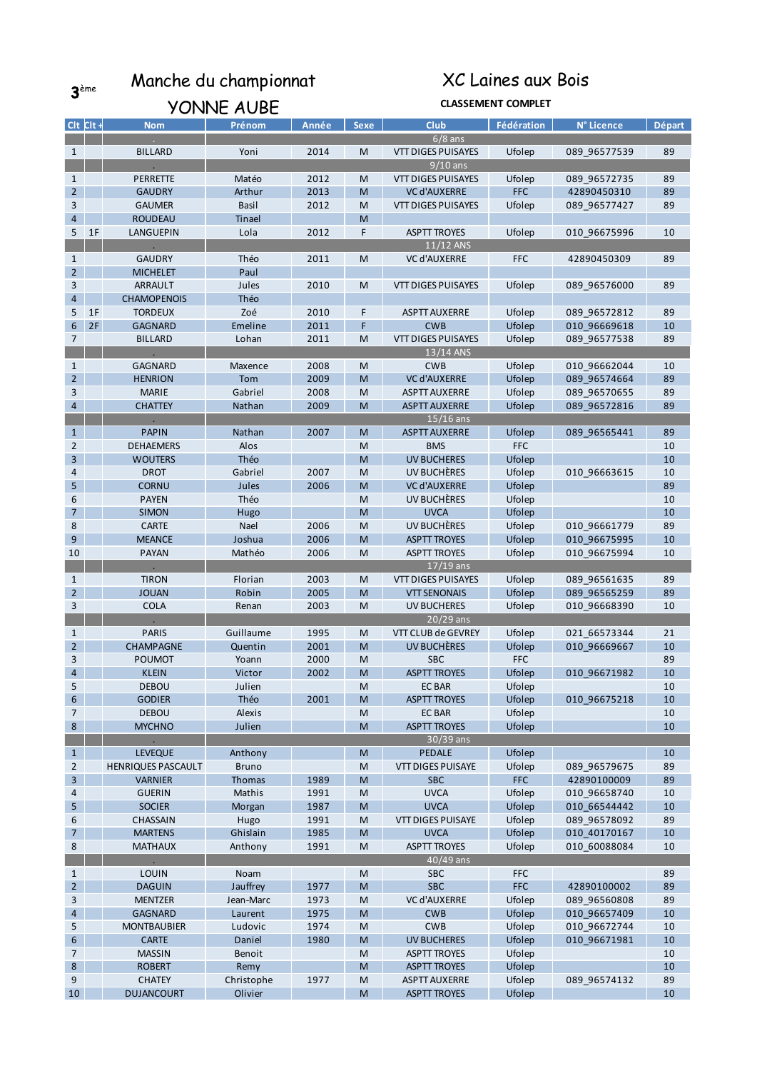3[ème] Manche du championnat YONNE AUBE

XC Laines aux Bois

CLASSEMENT COMPLET

| Clt | Clt + | Nom | Prénom | Année | Sexe | Club | Fédération | N° Licence | Départ |
|---|---|---|---|---|---|---|---|---|---|
| | | . | 6/8 ans | | | | | | |
| 1 | | BILLARD | Yoni | 2014 | M | VTT DIGES PUISAYES | Ufolep | 089_96577539 | 89 |
| | | . | 9/10 ans | | | | | | |
| 1 | | PERRETTE | Matéo | 2012 | M | VTT DIGES PUISAYES | Ufolep | 089_96572735 | 89 |
| 2 | | GAUDRY | Arthur | 2013 | M | VC d'AUXERRE | FFC | 42890450310 | 89 |
| 3 | | GAUMER | Basil | 2012 | M | VTT DIGES PUISAYES | Ufolep | 089_96577427 | 89 |
| 4 | | ROUDEAU | Tinael | | M | | | | |
| 5 | 1F | LANGUEPIN | Lola | 2012 | F | ASPTT TROYES | Ufolep | 010_96675996 | 10 |
| | | . | 11/12 ANS | | | | | | |
| 1 | | GAUDRY | Théo | 2011 | M | VC d'AUXERRE | FFC | 42890450309 | 89 |
| 2 | | MICHELET | Paul | | | | | | |
| 3 | | ARRAULT | Jules | 2010 | M | VTT DIGES PUISAYES | Ufolep | 089_96576000 | 89 |
| 4 | | CHAMOPENOIS | Théo | | | | | | |
| 5 | 1F | TORDEUX | Zoé | 2010 | F | ASPTT AUXERRE | Ufolep | 089_96572812 | 89 |
| 6 | 2F | GAGNARD | Emeline | 2011 | F | CWB | Ufolep | 010_96669618 | 10 |
| 7 | | BILLARD | Lohan | 2011 | M | VTT DIGES PUISAYES | Ufolep | 089_96577538 | 89 |
| | | . | 13/14 ANS | | | | | | |
| 1 | | GAGNARD | Maxence | 2008 | M | CWB | Ufolep | 010_96662044 | 10 |
| 2 | | HENRION | Tom | 2009 | M | VC d'AUXERRE | Ufolep | 089_96574664 | 89 |
| 3 | | MARIE | Gabriel | 2008 | M | ASPTT AUXERRE | Ufolep | 089_96570655 | 89 |
| 4 | | CHATTEY | Nathan | 2009 | M | ASPTT AUXERRE | Ufolep | 089_96572816 | 89 |
| | | . | 15/16 ans | | | | | | |
| 1 | | PAPIN | Nathan | 2007 | M | ASPTT AUXERRE | Ufolep | 089_96565441 | 89 |
| 2 | | DEHAEMERS | Alos | | M | BMS | FFC | | 10 |
| 3 | | WOUTERS | Théo | | M | UV BUCHERES | Ufolep | | 10 |
| 4 | | DROT | Gabriel | 2007 | M | UV BUCHÈRES | Ufolep | 010_96663615 | 10 |
| 5 | | CORNU | Jules | 2006 | M | VC d'AUXERRE | Ufolep | | 89 |
| 6 | | PAYEN | Théo | | M | UV BUCHÈRES | Ufolep | | 10 |
| 7 | | SIMON | Hugo | | M | UVCA | Ufolep | | 10 |
| 8 | | CARTE | Nael | 2006 | M | UV BUCHÈRES | Ufolep | 010_96661779 | 89 |
| 9 | | MEANCE | Joshua | 2006 | M | ASPTT TROYES | Ufolep | 010_96675995 | 10 |
| 10 | | PAYAN | Mathéo | 2006 | M | ASPTT TROYES | Ufolep | 010_96675994 | 10 |
| | | . | 17/19 ans | | | | | | |
| 1 | | TIRON | Florian | 2003 | M | VTT DIGES PUISAYES | Ufolep | 089_96561635 | 89 |
| 2 | | JOUAN | Robin | 2005 | M | VTT SENONAIS | Ufolep | 089_96565259 | 89 |
| 3 | | COLA | Renan | 2003 | M | UV BUCHERES | Ufolep | 010_96668390 | 10 |
| | | . | 20/29 ans | | | | | | |
| 1 | | PARIS | Guillaume | 1995 | M | VTT CLUB de GEVREY | Ufolep | 021_66573344 | 21 |
| 2 | | CHAMPAGNE | Quentin | 2001 | M | UV BUCHÈRES | Ufolep | 010_96669667 | 10 |
| 3 | | POUMOT | Yoann | 2000 | M | SBC | FFC | | 89 |
| 4 | | KLEIN | Victor | 2002 | M | ASPTT TROYES | Ufolep | 010_96671982 | 10 |
| 5 | | DEBOU | Julien | | M | EC BAR | Ufolep | | 10 |
| 6 | | GODIER | Théo | 2001 | M | ASPTT TROYES | Ufolep | 010_96675218 | 10 |
| 7 | | DEBOU | Alexis | | M | EC BAR | Ufolep | | 10 |
| 8 | | MYCHNO | Julien | | M | ASPTT TROYES | Ufolep | | 10 |
| | | . | 30/39 ans | | | | | | |
| 1 | | LEVEQUE | Anthony | | M | PEDALE | Ufolep | | 10 |
| 2 | | HENRIQUES PASCAULT | Bruno | | M | VTT DIGES PUISAYE | Ufolep | 089_96579675 | 89 |
| 3 | | VARNIER | Thomas | 1989 | M | SBC | FFC | 42890100009 | 89 |
| 4 | | GUERIN | Mathis | 1991 | M | UVCA | Ufolep | 010_96658740 | 10 |
| 5 | | SOCIER | Morgan | 1987 | M | UVCA | Ufolep | 010_66544442 | 10 |
| 6 | | CHASSAIN | Hugo | 1991 | M | VTT DIGES PUISAYE | Ufolep | 089_96578092 | 89 |
| 7 | | MARTENS | Ghislain | 1985 | M | UVCA | Ufolep | 010_40170167 | 10 |
| 8 | | MATHAUX | Anthony | 1991 | M | ASPTT TROYES | Ufolep | 010_60088084 | 10 |
| | | . | 40/49 ans | | | | | | |
| 1 | | LOUIN | Noam | | M | SBC | FFC | | 89 |
| 2 | | DAGUIN | Jauffrey | 1977 | M | SBC | FFC | 42890100002 | 89 |
| 3 | | MENTZER | Jean-Marc | 1973 | M | VC d'AUXERRE | Ufolep | 089_96560808 | 89 |
| 4 | | GAGNARD | Laurent | 1975 | M | CWB | Ufolep | 010_96657409 | 10 |
| 5 | | MONTBAUBIER | Ludovic | 1974 | M | CWB | Ufolep | 010_96672744 | 10 |
| 6 | | CARTE | Daniel | 1980 | M | UV BUCHERES | Ufolep | 010_96671981 | 10 |
| 7 | | MASSIN | Benoit | | M | ASPTT TROYES | Ufolep | | 10 |
| 8 | | ROBERT | Remy | | M | ASPTT TROYES | Ufolep | | 10 |
| 9 | | CHATEY | Christophe | 1977 | M | ASPTT AUXERRE | Ufolep | 089_96574132 | 89 |
| 10 | | DUJANCOURT | Olivier | | M | ASPTT TROYES | Ufolep | | 10 |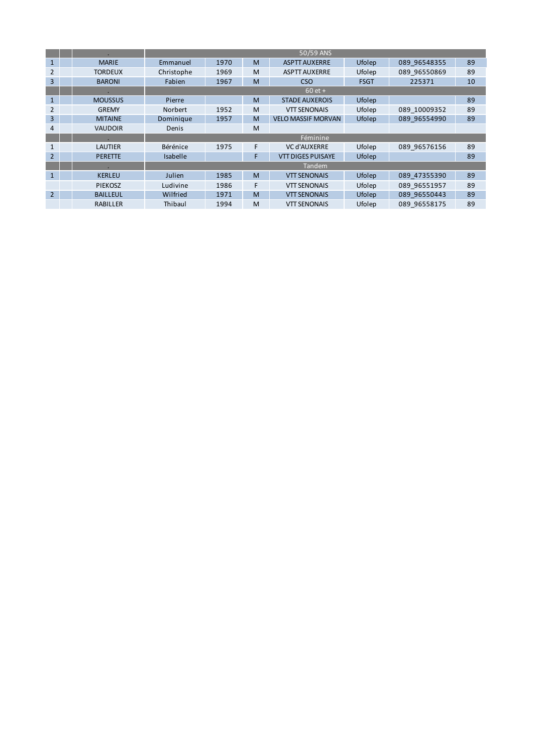| | | | | | | | | | |
|---|---|---|---|---|---|---|---|---|---|
| | | . | 50/59 ANS | | | | | | |
| 1 | | MARIE | Emmanuel | 1970 | M | ASPTT AUXERRE | Ufolep | 089_96548355 | 89 |
| 2 | | TORDEUX | Christophe | 1969 | M | ASPTT AUXERRE | Ufolep | 089_96550869 | 89 |
| 3 | | BARONI | Fabien | 1967 | M | CSO | FSGT | 225371 | 10 |
| | | . | 60 et + | | | | | | |
| 1 | | MOUSSUS | Pierre | | M | STADE AUXEROIS | Ufolep | | 89 |
| 2 | | GREMY | Norbert | 1952 | M | VTT SENONAIS | Ufolep | 089_10009352 | 89 |
| 3 | | MITAINE | Dominique | 1957 | M | VELO MASSIF MORVAN | Ufolep | 089_96554990 | 89 |
| 4 | | VAUDOIR | Denis | | M | | | | |
| | | . | Féminine | | | | | | |
| 1 | | LAUTIER | Bérénice | 1975 | F | VC d'AUXERRE | Ufolep | 089_96576156 | 89 |
| 2 | | PERETTE | Isabelle | | F | VTT DIGES PUISAYE | Ufolep | | 89 |
| | | . | Tandem | | | | | | |
| 1 | | KERLEU | Julien | 1985 | M | VTT SENONAIS | Ufolep | 089_47355390 | 89 |
| | | PIEKOSZ | Ludivine | 1986 | F | VTT SENONAIS | Ufolep | 089_96551957 | 89 |
| 2 | | BAILLEUL | Wilfried | 1971 | M | VTT SENONAIS | Ufolep | 089_96550443 | 89 |
| | | RABILLER | Thibaul | 1994 | M | VTT SENONAIS | Ufolep | 089_96558175 | 89 |